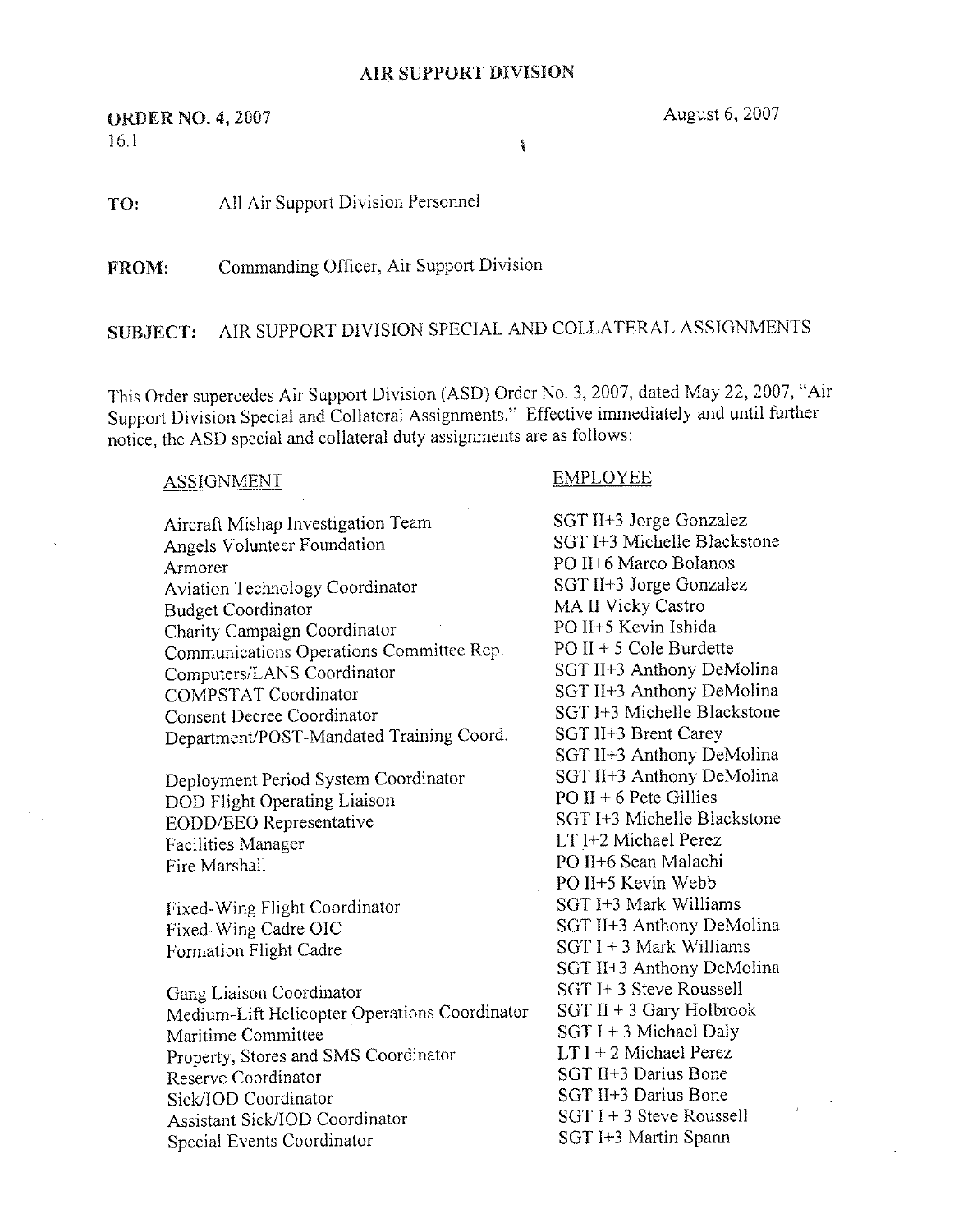# AIR SUPPORT DIVISION

**ORDER NO. 4, 2007**
16.1

August 6, 2007

**TO:** All Air Support Division Personnel

**FROM:** Commanding Officer, Air Support Division

**SUBJECT:** AIR SUPPORT DIVISION SPECIAL AND COLLATERAL ASSIGNMENTS

This Order supercedes Air Support Division (ASD) Order No. 3, 2007, dated May 22, 2007, "Air Support Division Special and Collateral Assignments." Effective immediately and until further notice, the ASD special and collateral duty assignments are as follows:

| ASSIGNMENT | EMPLOYEE |
|---|---|
| Aircraft Mishap Investigation Team | SGT II+3 Jorge Gonzalez |
| Angels Volunteer Foundation | SGT I+3 Michelle Blackstone |
| Armorer | PO II+6 Marco Bolanos |
| Aviation Technology Coordinator | SGT II+3 Jorge Gonzalez |
| Budget Coordinator | MA II Vicky Castro |
| Charity Campaign Coordinator | PO II+5 Kevin Ishida |
| Communications Operations Committee Rep. | PO II + 5 Cole Burdette |
| Computers/LANS Coordinator | SGT II+3 Anthony DeMolina |
| COMPSTAT Coordinator | SGT II+3 Anthony DeMolina |
| Consent Decree Coordinator | SGT I+3 Michelle Blackstone |
| Department/POST-Mandated Training Coord. | SGT II+3 Brent Carey |
| | SGT II+3 Anthony DeMolina |
| Deployment Period System Coordinator | SGT II+3 Anthony DeMolina |
| DOD Flight Operating Liaison | PO II + 6 Pete Gillies |
| EODD/EEO Representative | SGT I+3 Michelle Blackstone |
| Facilities Manager | LT I+2 Michael Perez |
| Fire Marshall | PO II+6 Sean Malachi |
| | PO II+5 Kevin Webb |
| Fixed-Wing Flight Coordinator | SGT I+3 Mark Williams |
| Fixed-Wing Cadre OIC | SGT II+3 Anthony DeMolina |
| Formation Flight Cadre | SGT I + 3 Mark Williams |
| | SGT II+3 Anthony DeMolina |
| Gang Liaison Coordinator | SGT I+ 3 Steve Roussell |
| Medium-Lift Helicopter Operations Coordinator | SGT II + 3 Gary Holbrook |
| Maritime Committee | SGT I + 3 Michael Daly |
| Property, Stores and SMS Coordinator | LT I + 2 Michael Perez |
| Reserve Coordinator | SGT II+3 Darius Bone |
| Sick/IOD Coordinator | SGT II+3 Darius Bone |
| Assistant Sick/IOD Coordinator | SGT I + 3 Steve Roussell |
| Special Events Coordinator | SGT I+3 Martin Spann |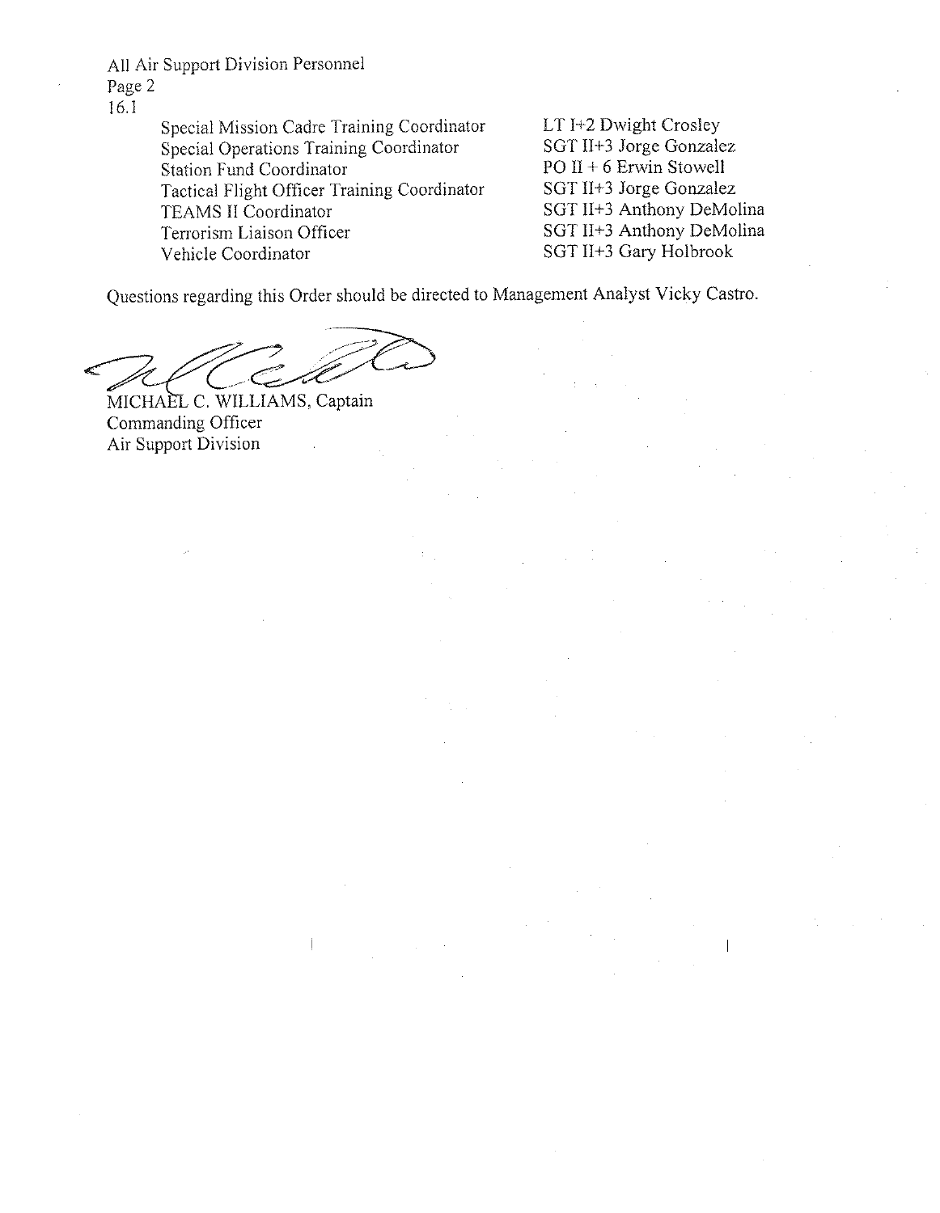| | |
|---|---|
| Special Mission Cadre Training Coordinator | LT I+2 Dwight Crosley |
| Special Operations Training Coordinator | SGT II+3 Jorge Gonzalez |
| Station Fund Coordinator | PO II + 6 Erwin Stowell |
| Tactical Flight Officer Training Coordinator | SGT II+3 Jorge Gonzalez |
| TEAMS II Coordinator | SGT II+3 Anthony DeMolina |
| Terrorism Liaison Officer | SGT II+3 Anthony DeMolina |
| Vehicle Coordinator | SGT II+3 Gary Holbrook |

Questions regarding this Order should be directed to Management Analyst Vicky Castro.

MICHAEL C. WILLIAMS, Captain
Commanding Officer
Air Support Division